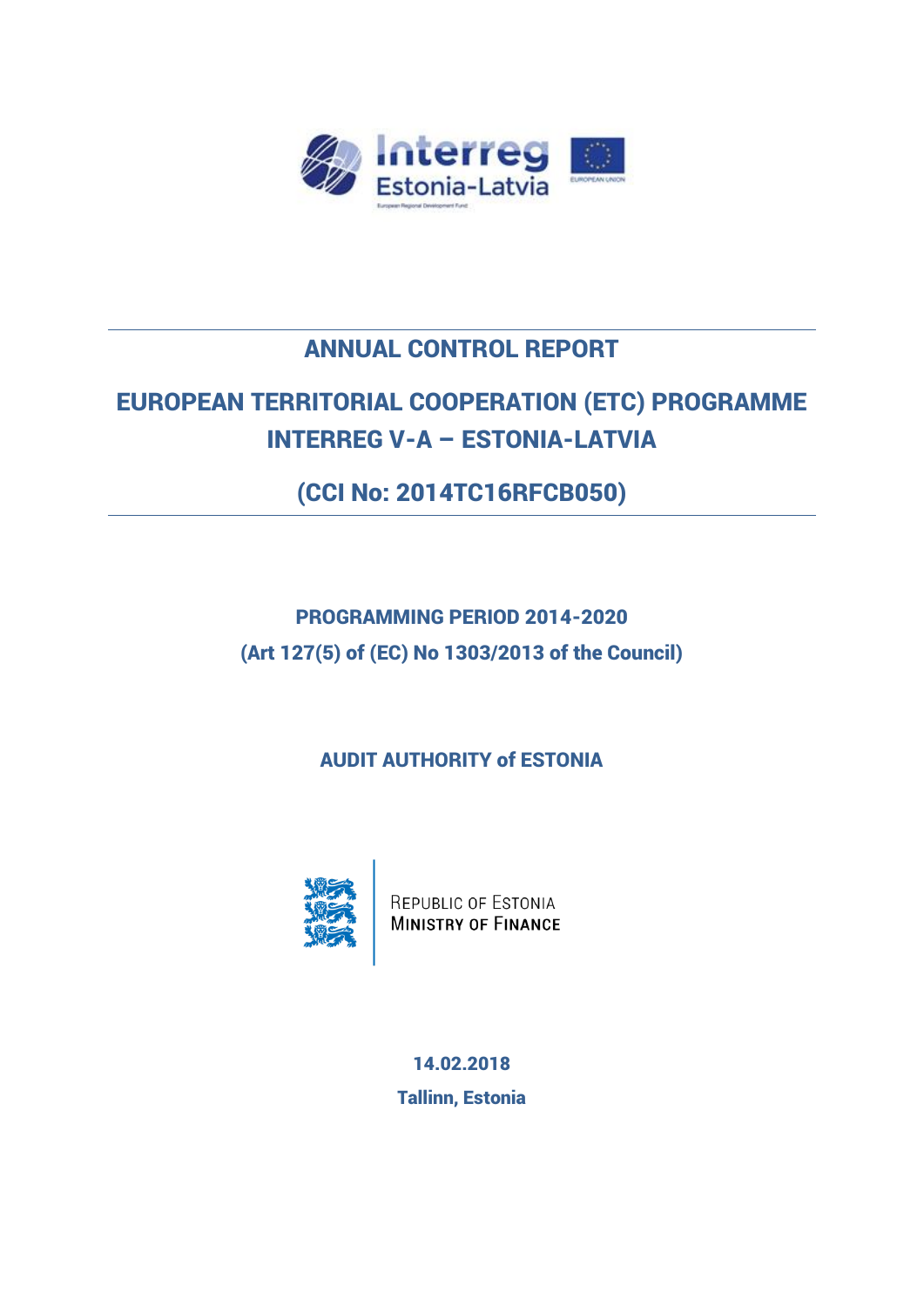Interreg Estonia-Latvia

European Regional Development Fund

EUROPEAN UNION

# ANNUAL CONTROL REPORT

# EUROPEAN TERRITORIAL COOPERATION (ETC) PROGRAMME INTERREG V-A – ESTONIA-LATVIA

# (CCI No: 2014TC16RFCB050)

**PROGRAMMING PERIOD 2014-2020**

**(Art 127(5) of (EC) No 1303/2013 of the Council)**

**AUDIT AUTHORITY of ESTONIA**

REPUBLIC OF ESTONIA
MINISTRY OF FINANCE

**14.02.2018**

**Tallinn, Estonia**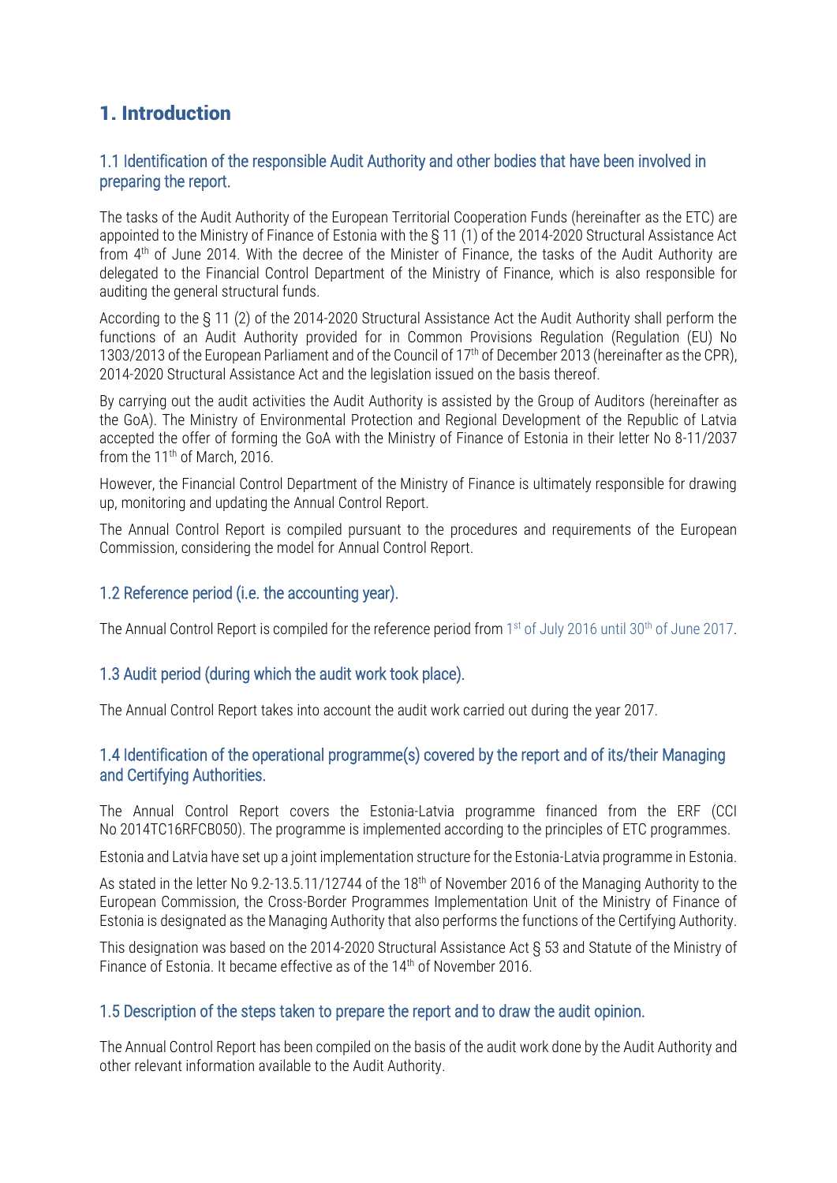# 1. Introduction

## 1.1 Identification of the responsible Audit Authority and other bodies that have been involved in preparing the report.

The tasks of the Audit Authority of the European Territorial Cooperation Funds (hereinafter as the ETC) are appointed to the Ministry of Finance of Estonia with the § 11 (1) of the 2014-2020 Structural Assistance Act from 4[th] of June 2014. With the decree of the Minister of Finance, the tasks of the Audit Authority are delegated to the Financial Control Department of the Ministry of Finance, which is also responsible for auditing the general structural funds.

According to the § 11 (2) of the 2014-2020 Structural Assistance Act the Audit Authority shall perform the functions of an Audit Authority provided for in Common Provisions Regulation (Regulation (EU) No 1303/2013 of the European Parliament and of the Council of 17[th] of December 2013 (hereinafter as the CPR), 2014-2020 Structural Assistance Act and the legislation issued on the basis thereof.

By carrying out the audit activities the Audit Authority is assisted by the Group of Auditors (hereinafter as the GoA). The Ministry of Environmental Protection and Regional Development of the Republic of Latvia accepted the offer of forming the GoA with the Ministry of Finance of Estonia in their letter No 8-11/2037 from the 11[th] of March, 2016.

However, the Financial Control Department of the Ministry of Finance is ultimately responsible for drawing up, monitoring and updating the Annual Control Report.

The Annual Control Report is compiled pursuant to the procedures and requirements of the European Commission, considering the model for Annual Control Report.

## 1.2 Reference period (i.e. the accounting year).

The Annual Control Report is compiled for the reference period from 1[st] of July 2016 until 30[th] of June 2017.

## 1.3 Audit period (during which the audit work took place).

The Annual Control Report takes into account the audit work carried out during the year 2017.

## 1.4 Identification of the operational programme(s) covered by the report and of its/their Managing and Certifying Authorities.

The Annual Control Report covers the Estonia-Latvia programme financed from the ERF (CCI No 2014TC16RFCB050). The programme is implemented according to the principles of ETC programmes.

Estonia and Latvia have set up a joint implementation structure for the Estonia-Latvia programme in Estonia.

As stated in the letter No 9.2-13.5.11/12744 of the 18[th] of November 2016 of the Managing Authority to the European Commission, the Cross-Border Programmes Implementation Unit of the Ministry of Finance of Estonia is designated as the Managing Authority that also performs the functions of the Certifying Authority.

This designation was based on the 2014-2020 Structural Assistance Act § 53 and Statute of the Ministry of Finance of Estonia. It became effective as of the 14[th] of November 2016.

## 1.5 Description of the steps taken to prepare the report and to draw the audit opinion.

The Annual Control Report has been compiled on the basis of the audit work done by the Audit Authority and other relevant information available to the Audit Authority.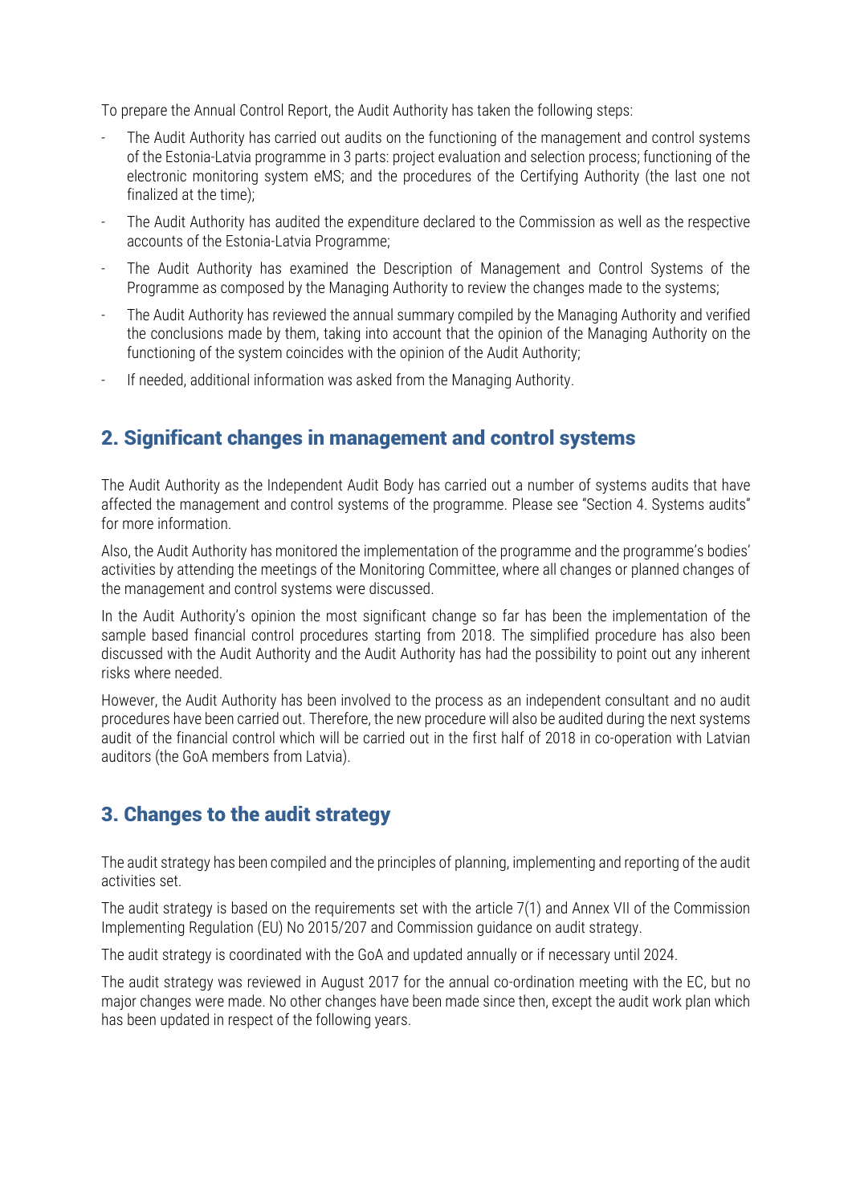To prepare the Annual Control Report, the Audit Authority has taken the following steps:

- The Audit Authority has carried out audits on the functioning of the management and control systems of the Estonia-Latvia programme in 3 parts: project evaluation and selection process; functioning of the electronic monitoring system eMS; and the procedures of the Certifying Authority (the last one not finalized at the time);
- The Audit Authority has audited the expenditure declared to the Commission as well as the respective accounts of the Estonia-Latvia Programme;
- The Audit Authority has examined the Description of Management and Control Systems of the Programme as composed by the Managing Authority to review the changes made to the systems;
- The Audit Authority has reviewed the annual summary compiled by the Managing Authority and verified the conclusions made by them, taking into account that the opinion of the Managing Authority on the functioning of the system coincides with the opinion of the Audit Authority;
- If needed, additional information was asked from the Managing Authority.

## 2. Significant changes in management and control systems

The Audit Authority as the Independent Audit Body has carried out a number of systems audits that have affected the management and control systems of the programme. Please see "Section 4. Systems audits" for more information.

Also, the Audit Authority has monitored the implementation of the programme and the programme's bodies' activities by attending the meetings of the Monitoring Committee, where all changes or planned changes of the management and control systems were discussed.

In the Audit Authority's opinion the most significant change so far has been the implementation of the sample based financial control procedures starting from 2018. The simplified procedure has also been discussed with the Audit Authority and the Audit Authority has had the possibility to point out any inherent risks where needed.

However, the Audit Authority has been involved to the process as an independent consultant and no audit procedures have been carried out. Therefore, the new procedure will also be audited during the next systems audit of the financial control which will be carried out in the first half of 2018 in co-operation with Latvian auditors (the GoA members from Latvia).

## 3. Changes to the audit strategy

The audit strategy has been compiled and the principles of planning, implementing and reporting of the audit activities set.

The audit strategy is based on the requirements set with the article 7(1) and Annex VII of the Commission Implementing Regulation (EU) No 2015/207 and Commission guidance on audit strategy.

The audit strategy is coordinated with the GoA and updated annually or if necessary until 2024.

The audit strategy was reviewed in August 2017 for the annual co-ordination meeting with the EC, but no major changes were made. No other changes have been made since then, except the audit work plan which has been updated in respect of the following years.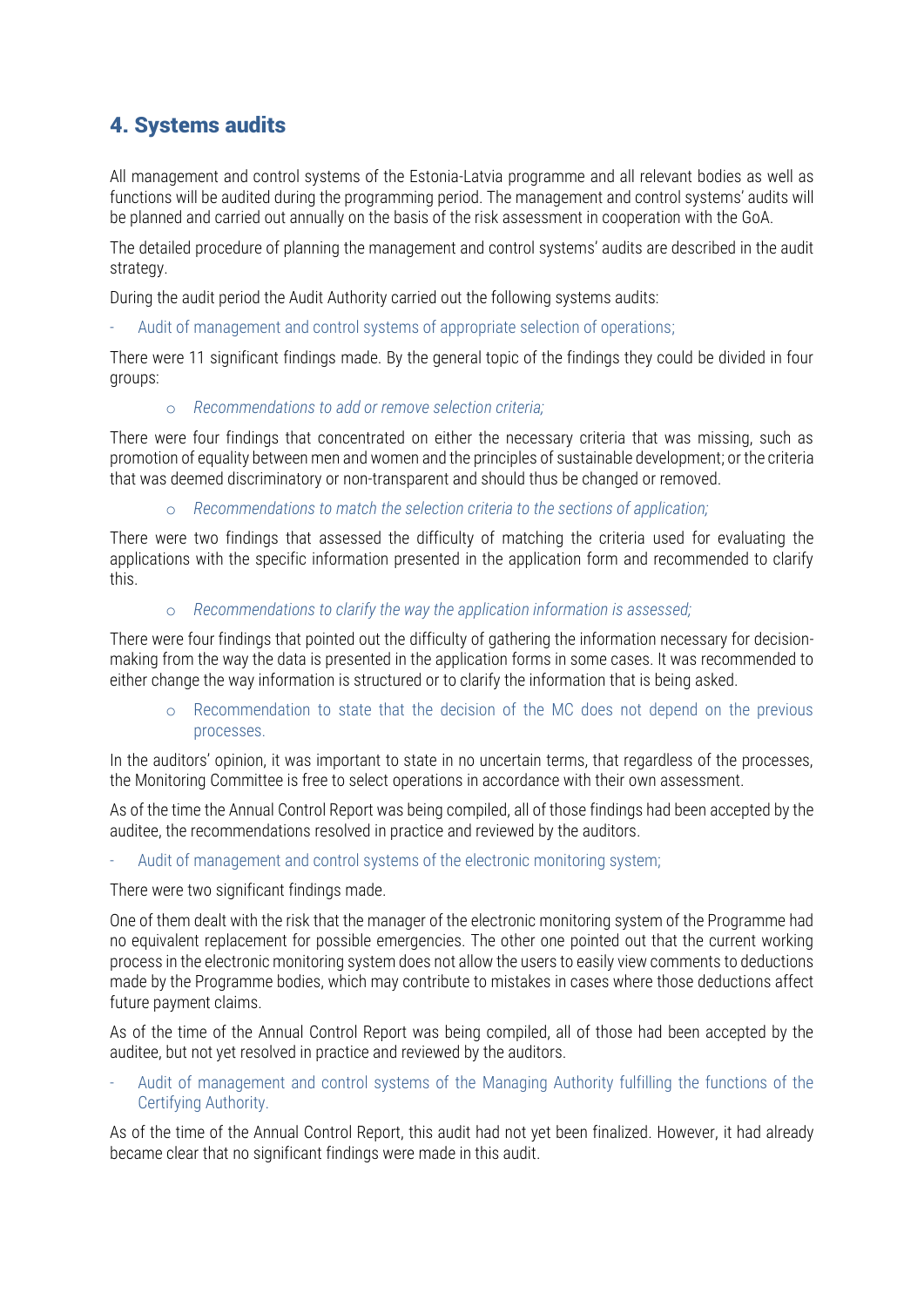## 4. Systems audits

All management and control systems of the Estonia-Latvia programme and all relevant bodies as well as functions will be audited during the programming period. The management and control systems' audits will be planned and carried out annually on the basis of the risk assessment in cooperation with the GoA.

The detailed procedure of planning the management and control systems' audits are described in the audit strategy.

During the audit period the Audit Authority carried out the following systems audits:

- Audit of management and control systems of appropriate selection of operations;

There were 11 significant findings made. By the general topic of the findings they could be divided in four groups:

  - *Recommendations to add or remove selection criteria;*

There were four findings that concentrated on either the necessary criteria that was missing, such as promotion of equality between men and women and the principles of sustainable development; or the criteria that was deemed discriminatory or non-transparent and should thus be changed or removed.

  - *Recommendations to match the selection criteria to the sections of application;*

There were two findings that assessed the difficulty of matching the criteria used for evaluating the applications with the specific information presented in the application form and recommended to clarify this.

  - *Recommendations to clarify the way the application information is assessed;*

There were four findings that pointed out the difficulty of gathering the information necessary for decision-making from the way the data is presented in the application forms in some cases. It was recommended to either change the way information is structured or to clarify the information that is being asked.

  - Recommendation to state that the decision of the MC does not depend on the previous processes.

In the auditors' opinion, it was important to state in no uncertain terms, that regardless of the processes, the Monitoring Committee is free to select operations in accordance with their own assessment.

As of the time the Annual Control Report was being compiled, all of those findings had been accepted by the auditee, the recommendations resolved in practice and reviewed by the auditors.

- Audit of management and control systems of the electronic monitoring system;

There were two significant findings made.

One of them dealt with the risk that the manager of the electronic monitoring system of the Programme had no equivalent replacement for possible emergencies. The other one pointed out that the current working process in the electronic monitoring system does not allow the users to easily view comments to deductions made by the Programme bodies, which may contribute to mistakes in cases where those deductions affect future payment claims.

As of the time of the Annual Control Report was being compiled, all of those had been accepted by the auditee, but not yet resolved in practice and reviewed by the auditors.

- Audit of management and control systems of the Managing Authority fulfilling the functions of the Certifying Authority.

As of the time of the Annual Control Report, this audit had not yet been finalized. However, it had already became clear that no significant findings were made in this audit.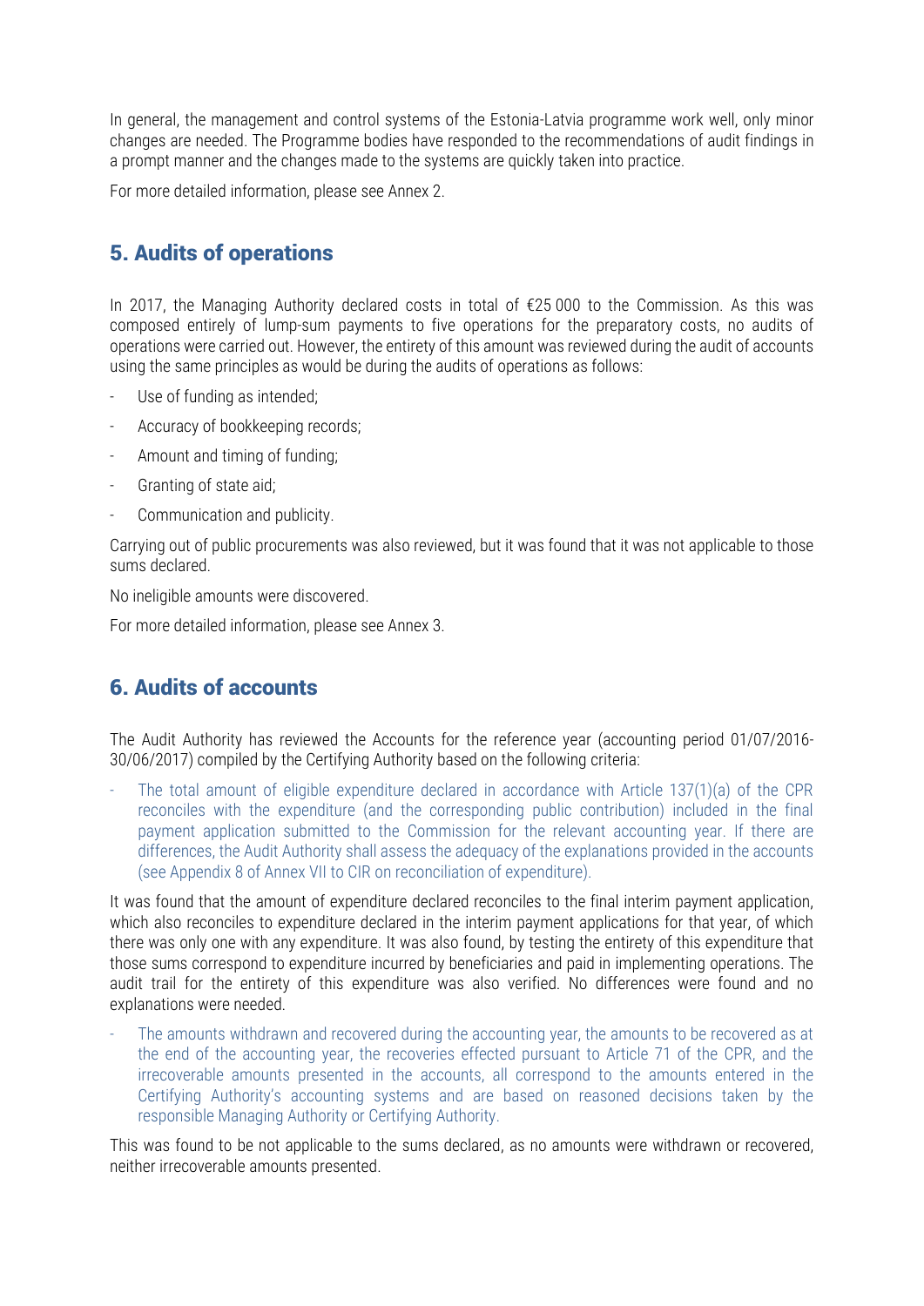In general, the management and control systems of the Estonia-Latvia programme work well, only minor changes are needed. The Programme bodies have responded to the recommendations of audit findings in a prompt manner and the changes made to the systems are quickly taken into practice.

For more detailed information, please see Annex 2.

## 5. Audits of operations

In 2017, the Managing Authority declared costs in total of €25 000 to the Commission. As this was composed entirely of lump-sum payments to five operations for the preparatory costs, no audits of operations were carried out. However, the entirety of this amount was reviewed during the audit of accounts using the same principles as would be during the audits of operations as follows:

- Use of funding as intended;
- Accuracy of bookkeeping records;
- Amount and timing of funding;
- Granting of state aid;
- Communication and publicity.

Carrying out of public procurements was also reviewed, but it was found that it was not applicable to those sums declared.

No ineligible amounts were discovered.

For more detailed information, please see Annex 3.

## 6. Audits of accounts

The Audit Authority has reviewed the Accounts for the reference year (accounting period 01/07/2016-30/06/2017) compiled by the Certifying Authority based on the following criteria:

- The total amount of eligible expenditure declared in accordance with Article 137(1)(a) of the CPR reconciles with the expenditure (and the corresponding public contribution) included in the final payment application submitted to the Commission for the relevant accounting year. If there are differences, the Audit Authority shall assess the adequacy of the explanations provided in the accounts (see Appendix 8 of Annex VII to CIR on reconciliation of expenditure).

It was found that the amount of expenditure declared reconciles to the final interim payment application, which also reconciles to expenditure declared in the interim payment applications for that year, of which there was only one with any expenditure. It was also found, by testing the entirety of this expenditure that those sums correspond to expenditure incurred by beneficiaries and paid in implementing operations. The audit trail for the entirety of this expenditure was also verified. No differences were found and no explanations were needed.

- The amounts withdrawn and recovered during the accounting year, the amounts to be recovered as at the end of the accounting year, the recoveries effected pursuant to Article 71 of the CPR, and the irrecoverable amounts presented in the accounts, all correspond to the amounts entered in the Certifying Authority's accounting systems and are based on reasoned decisions taken by the responsible Managing Authority or Certifying Authority.

This was found to be not applicable to the sums declared, as no amounts were withdrawn or recovered, neither irrecoverable amounts presented.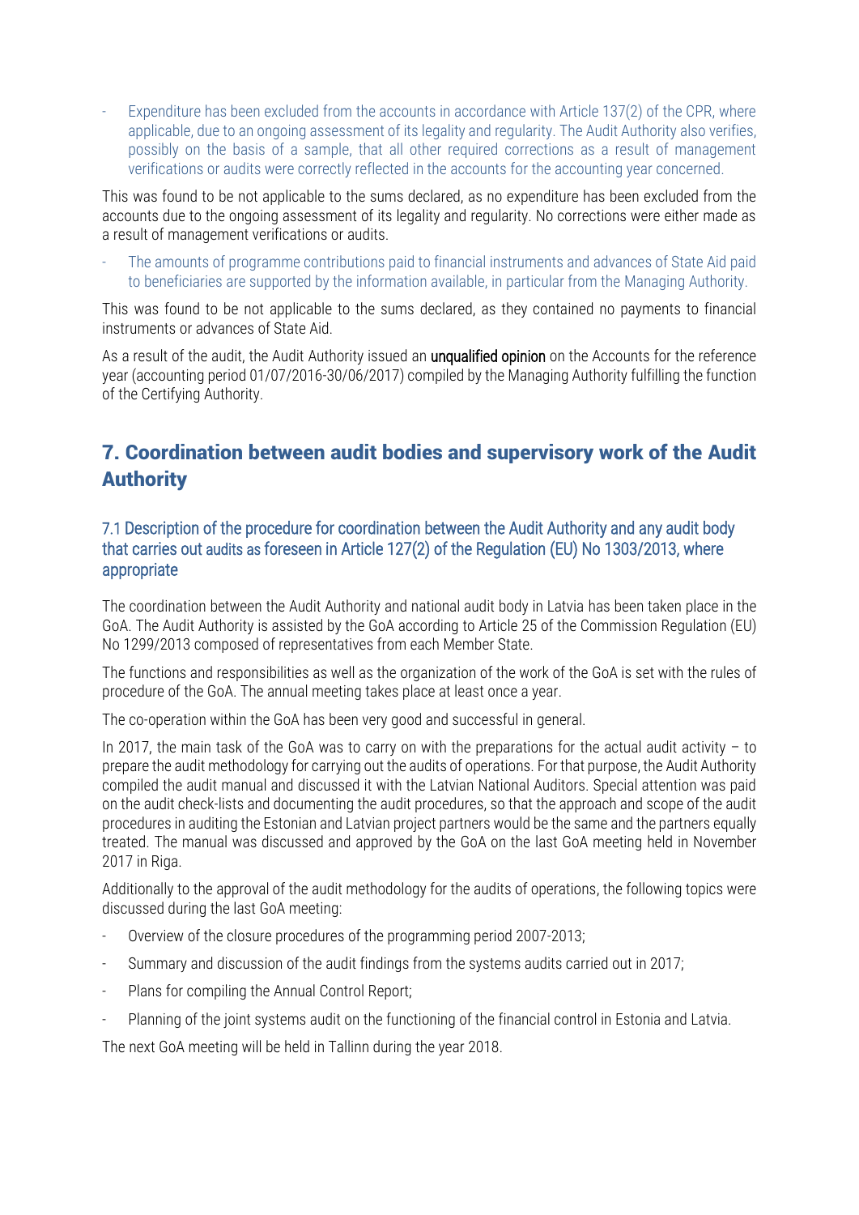- Expenditure has been excluded from the accounts in accordance with Article 137(2) of the CPR, where applicable, due to an ongoing assessment of its legality and regularity. The Audit Authority also verifies, possibly on the basis of a sample, that all other required corrections as a result of management verifications or audits were correctly reflected in the accounts for the accounting year concerned.

This was found to be not applicable to the sums declared, as no expenditure has been excluded from the accounts due to the ongoing assessment of its legality and regularity. No corrections were either made as a result of management verifications or audits.

- The amounts of programme contributions paid to financial instruments and advances of State Aid paid to beneficiaries are supported by the information available, in particular from the Managing Authority.

This was found to be not applicable to the sums declared, as they contained no payments to financial instruments or advances of State Aid.

As a result of the audit, the Audit Authority issued an **unqualified opinion** on the Accounts for the reference year (accounting period 01/07/2016-30/06/2017) compiled by the Managing Authority fulfilling the function of the Certifying Authority.

# 7. Coordination between audit bodies and supervisory work of the Audit Authority

## 7.1 Description of the procedure for coordination between the Audit Authority and any audit body that carries out audits as foreseen in Article 127(2) of the Regulation (EU) No 1303/2013, where appropriate

The coordination between the Audit Authority and national audit body in Latvia has been taken place in the GoA. The Audit Authority is assisted by the GoA according to Article 25 of the Commission Regulation (EU) No 1299/2013 composed of representatives from each Member State.

The functions and responsibilities as well as the organization of the work of the GoA is set with the rules of procedure of the GoA. The annual meeting takes place at least once a year.

The co-operation within the GoA has been very good and successful in general.

In 2017, the main task of the GoA was to carry on with the preparations for the actual audit activity – to prepare the audit methodology for carrying out the audits of operations. For that purpose, the Audit Authority compiled the audit manual and discussed it with the Latvian National Auditors. Special attention was paid on the audit check-lists and documenting the audit procedures, so that the approach and scope of the audit procedures in auditing the Estonian and Latvian project partners would be the same and the partners equally treated. The manual was discussed and approved by the GoA on the last GoA meeting held in November 2017 in Riga.

Additionally to the approval of the audit methodology for the audits of operations, the following topics were discussed during the last GoA meeting:

- Overview of the closure procedures of the programming period 2007-2013;
- Summary and discussion of the audit findings from the systems audits carried out in 2017;
- Plans for compiling the Annual Control Report;
- Planning of the joint systems audit on the functioning of the financial control in Estonia and Latvia.

The next GoA meeting will be held in Tallinn during the year 2018.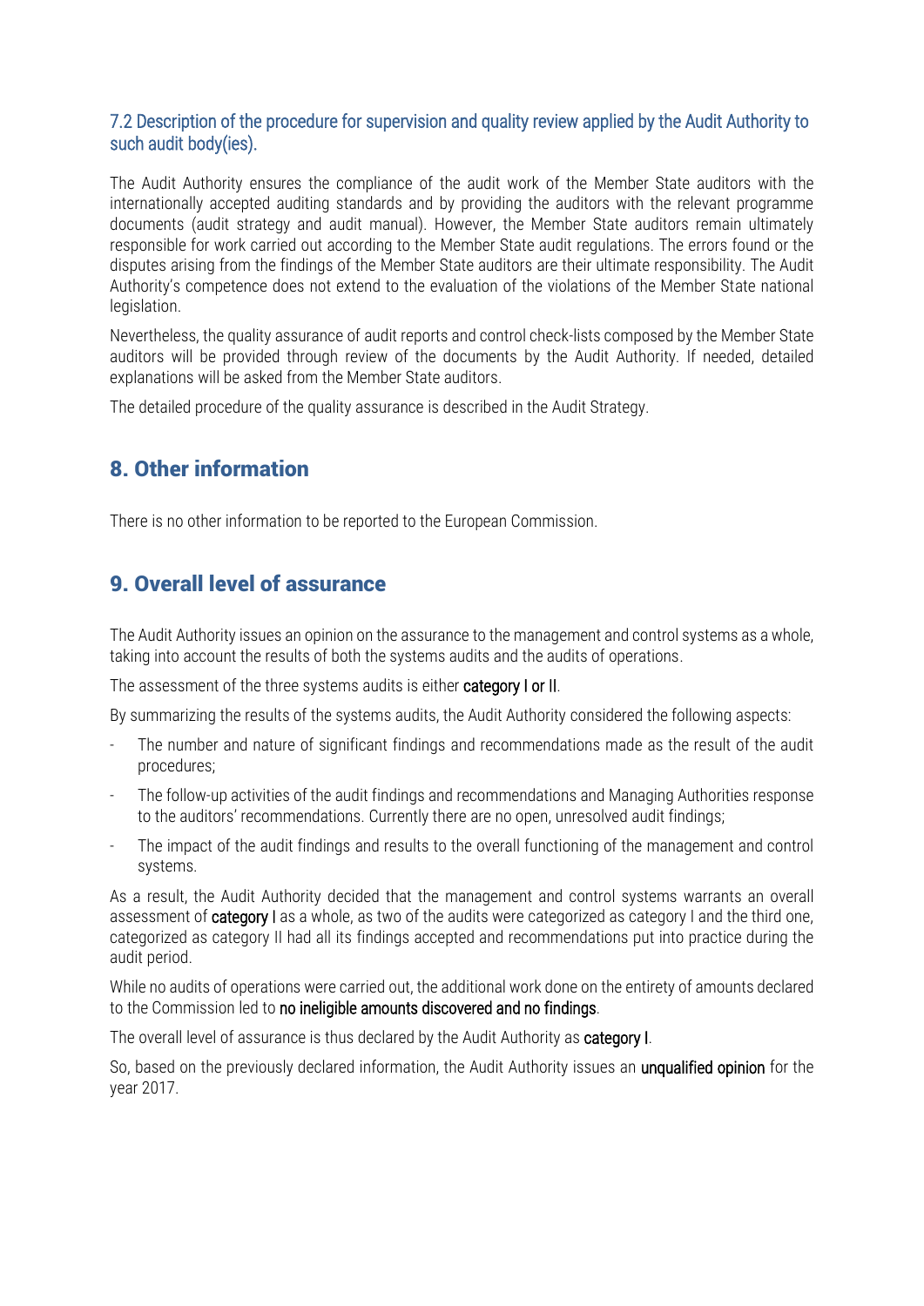### 7.2 Description of the procedure for supervision and quality review applied by the Audit Authority to such audit body(ies).

The Audit Authority ensures the compliance of the audit work of the Member State auditors with the internationally accepted auditing standards and by providing the auditors with the relevant programme documents (audit strategy and audit manual). However, the Member State auditors remain ultimately responsible for work carried out according to the Member State audit regulations. The errors found or the disputes arising from the findings of the Member State auditors are their ultimate responsibility. The Audit Authority's competence does not extend to the evaluation of the violations of the Member State national legislation.

Nevertheless, the quality assurance of audit reports and control check-lists composed by the Member State auditors will be provided through review of the documents by the Audit Authority. If needed, detailed explanations will be asked from the Member State auditors.

The detailed procedure of the quality assurance is described in the Audit Strategy.

## 8. Other information

There is no other information to be reported to the European Commission.

## 9. Overall level of assurance

The Audit Authority issues an opinion on the assurance to the management and control systems as a whole, taking into account the results of both the systems audits and the audits of operations.

The assessment of the three systems audits is either category I or II.

By summarizing the results of the systems audits, the Audit Authority considered the following aspects:

- The number and nature of significant findings and recommendations made as the result of the audit procedures;
- The follow-up activities of the audit findings and recommendations and Managing Authorities response to the auditors' recommendations. Currently there are no open, unresolved audit findings;
- The impact of the audit findings and results to the overall functioning of the management and control systems.

As a result, the Audit Authority decided that the management and control systems warrants an overall assessment of category I as a whole, as two of the audits were categorized as category I and the third one, categorized as category II had all its findings accepted and recommendations put into practice during the audit period.

While no audits of operations were carried out, the additional work done on the entirety of amounts declared to the Commission led to no ineligible amounts discovered and no findings.

The overall level of assurance is thus declared by the Audit Authority as category I.

So, based on the previously declared information, the Audit Authority issues an unqualified opinion for the year 2017.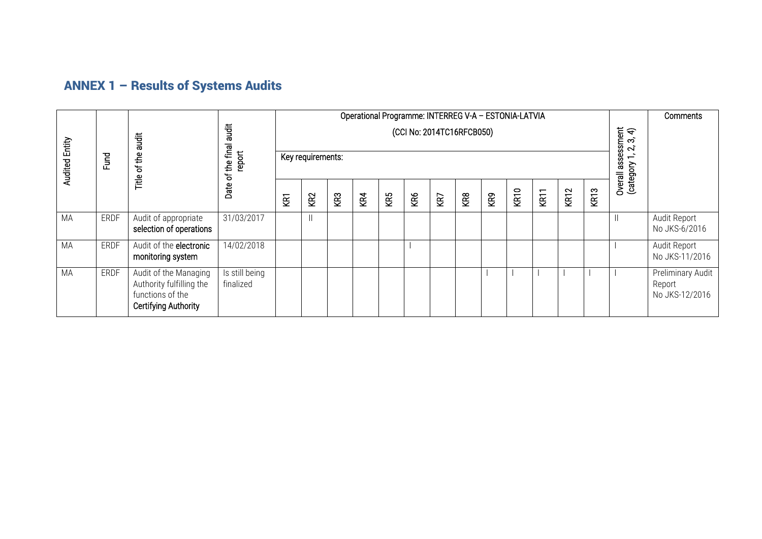## ANNEX 1 – Results of Systems Audits

| Audited Entity | Fund | Title of the audit | Date of the final audit report | Operational Programme: INTERREG V-A – ESTONIA-LATVIA (CCI No: 2014TC16RFCB050) | | | | | | | | | | | | | Overall assessment (category 1, 2, 3, 4) | Comments |
|---|---|---|---|---|---|---|---|---|---|---|---|---|---|---|---|---|---|---|
| | | | | Key requirements: | | | | | | | | | | | | | | |
| | | | | KR1 | KR2 | KR3 | KR4 | KR5 | KR6 | KR7 | KR8 | KR9 | KR10 | KR11 | KR12 | KR13 | | |
| MA | ERDF | Audit of appropriate selection of operations | 31/03/2017 | | II | | | | | | | | | | | | II | Audit Report No JKS-6/2016 |
| MA | ERDF | Audit of the electronic monitoring system | 14/02/2018 | | | | | | I | | | | | | | | I | Audit Report No JKS-11/2016 |
| MA | ERDF | Audit of the Managing Authority fulfilling the functions of the Certifying Authority | Is still being finalized | | | | | | | | | I | I | I | I | I | I | Preliminary Audit Report No JKS-12/2016 |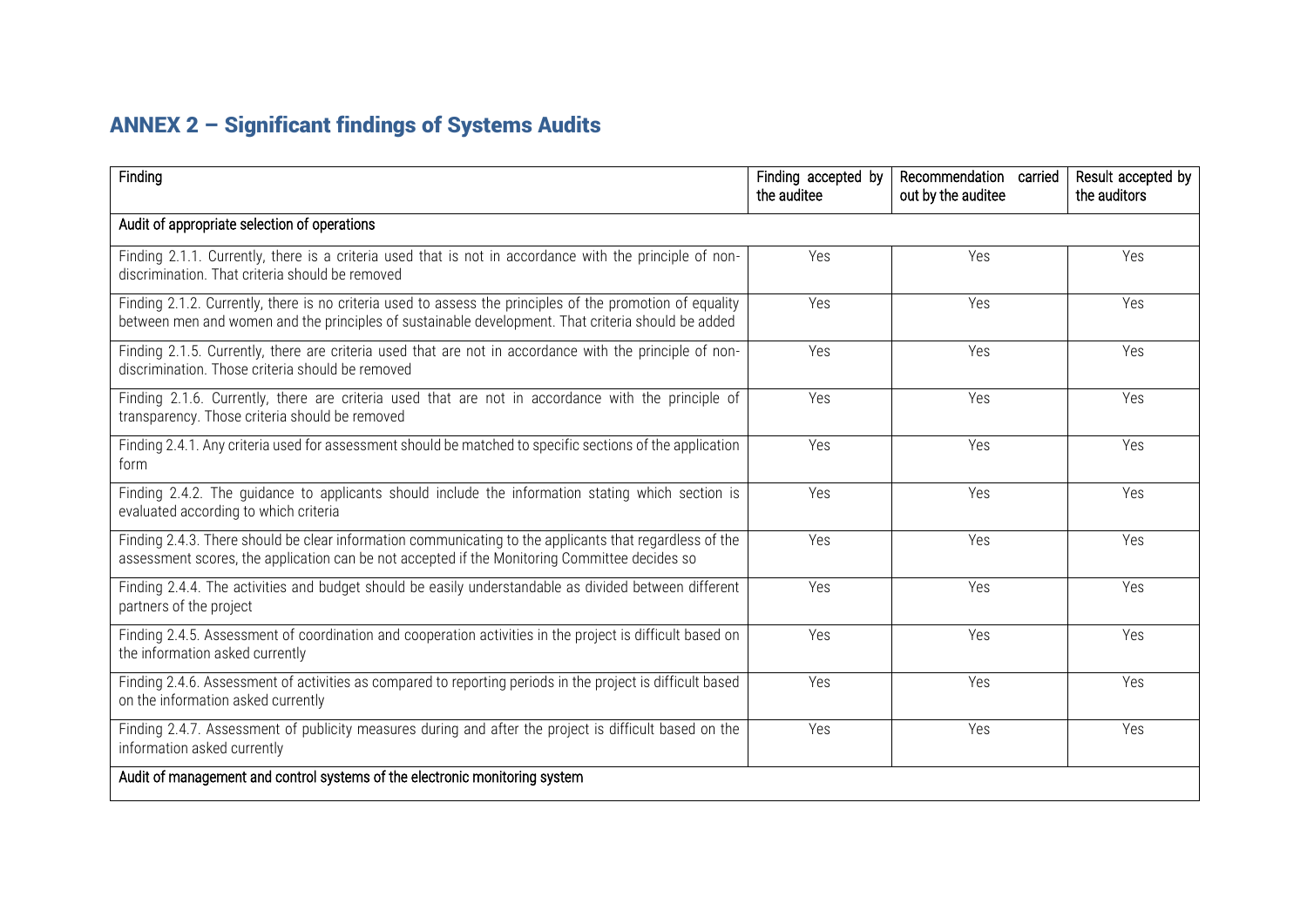## ANNEX 2 – Significant findings of Systems Audits

| Finding | Finding accepted by the auditee | Recommendation carried out by the auditee | Result accepted by the auditors |
|---|---|---|---|
| Audit of appropriate selection of operations | | | |
| Finding 2.1.1. Currently, there is a criteria used that is not in accordance with the principle of non-discrimination. That criteria should be removed | Yes | Yes | Yes |
| Finding 2.1.2. Currently, there is no criteria used to assess the principles of the promotion of equality between men and women and the principles of sustainable development. That criteria should be added | Yes | Yes | Yes |
| Finding 2.1.5. Currently, there are criteria used that are not in accordance with the principle of non-discrimination. Those criteria should be removed | Yes | Yes | Yes |
| Finding 2.1.6. Currently, there are criteria used that are not in accordance with the principle of transparency. Those criteria should be removed | Yes | Yes | Yes |
| Finding 2.4.1. Any criteria used for assessment should be matched to specific sections of the application form | Yes | Yes | Yes |
| Finding 2.4.2. The guidance to applicants should include the information stating which section is evaluated according to which criteria | Yes | Yes | Yes |
| Finding 2.4.3. There should be clear information communicating to the applicants that regardless of the assessment scores, the application can be not accepted if the Monitoring Committee decides so | Yes | Yes | Yes |
| Finding 2.4.4. The activities and budget should be easily understandable as divided between different partners of the project | Yes | Yes | Yes |
| Finding 2.4.5. Assessment of coordination and cooperation activities in the project is difficult based on the information asked currently | Yes | Yes | Yes |
| Finding 2.4.6. Assessment of activities as compared to reporting periods in the project is difficult based on the information asked currently | Yes | Yes | Yes |
| Finding 2.4.7. Assessment of publicity measures during and after the project is difficult based on the information asked currently | Yes | Yes | Yes |
| Audit of management and control systems of the electronic monitoring system | | | |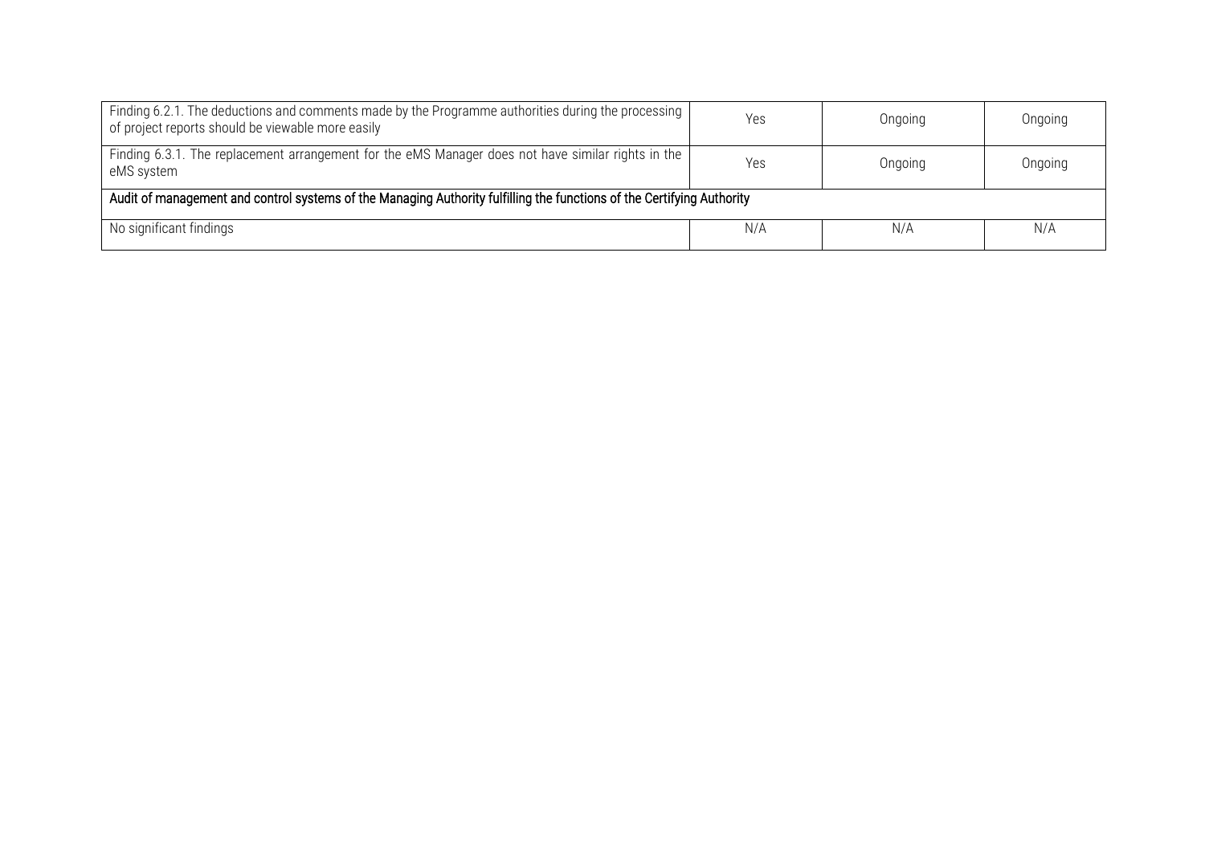| | | | |
|---|---|---|---|
| Finding 6.2.1. The deductions and comments made by the Programme authorities during the processing of project reports should be viewable more easily | Yes | Ongoing | Ongoing |
| Finding 6.3.1. The replacement arrangement for the eMS Manager does not have similar rights in the eMS system | Yes | Ongoing | Ongoing |
| **Audit of management and control systems of the Managing Authority fulfilling the functions of the Certifying Authority** | | | |
| No significant findings | N/A | N/A | N/A |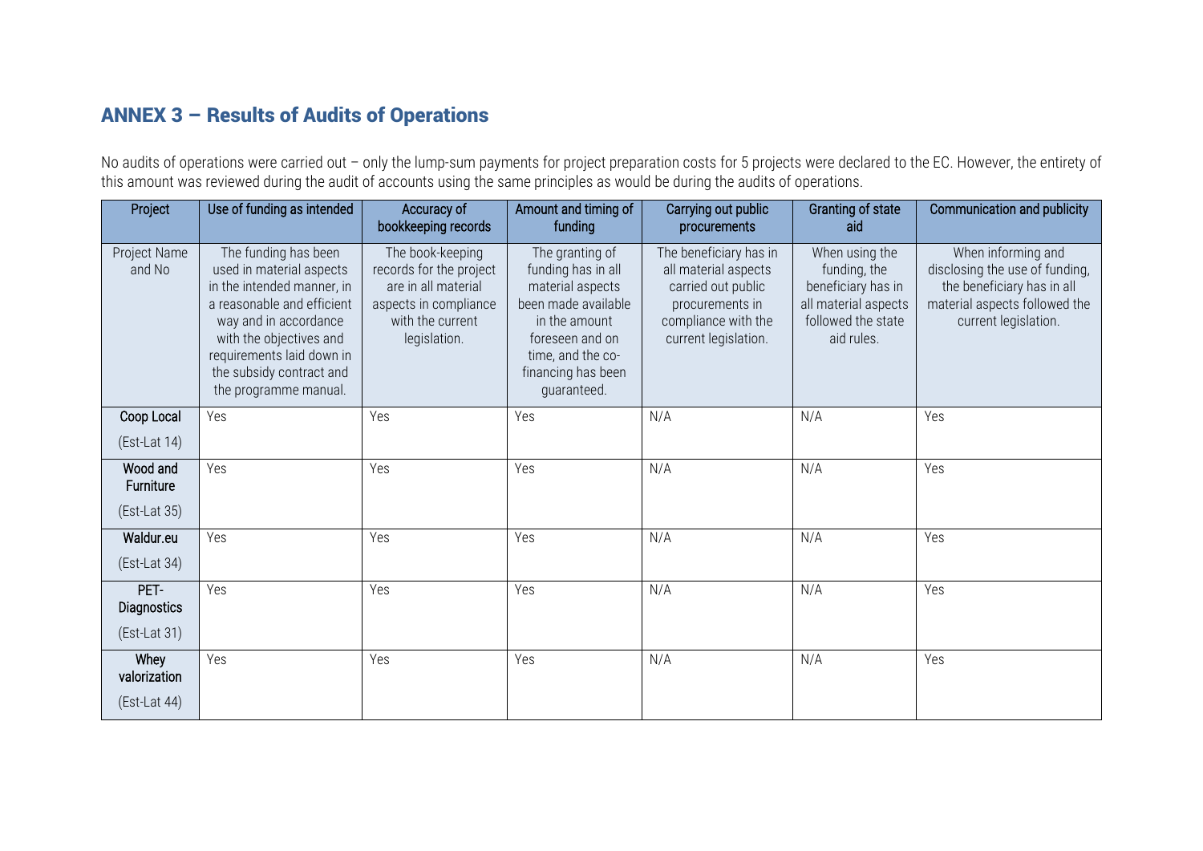## ANNEX 3 – Results of Audits of Operations

No audits of operations were carried out – only the lump-sum payments for project preparation costs for 5 projects were declared to the EC. However, the entirety of this amount was reviewed during the audit of accounts using the same principles as would be during the audits of operations.

| Project | Use of funding as intended | Accuracy of bookkeeping records | Amount and timing of funding | Carrying out public procurements | Granting of state aid | Communication and publicity |
|---|---|---|---|---|---|---|
| Project Name and No | The funding has been used in material aspects in the intended manner, in a reasonable and efficient way and in accordance with the objectives and requirements laid down in the subsidy contract and the programme manual. | The book-keeping records for the project are in all material aspects in compliance with the current legislation. | The granting of funding has in all material aspects been made available in the amount foreseen and on time, and the co-financing has been guaranteed. | The beneficiary has in all material aspects carried out public procurements in compliance with the current legislation. | When using the funding, the beneficiary has in all material aspects followed the state aid rules. | When informing and disclosing the use of funding, the beneficiary has in all material aspects followed the current legislation. |
| Coop Local (Est-Lat 14) | Yes | Yes | Yes | N/A | N/A | Yes |
| Wood and Furniture (Est-Lat 35) | Yes | Yes | Yes | N/A | N/A | Yes |
| Waldur.eu (Est-Lat 34) | Yes | Yes | Yes | N/A | N/A | Yes |
| PET-Diagnostics (Est-Lat 31) | Yes | Yes | Yes | N/A | N/A | Yes |
| Whey valorization (Est-Lat 44) | Yes | Yes | Yes | N/A | N/A | Yes |